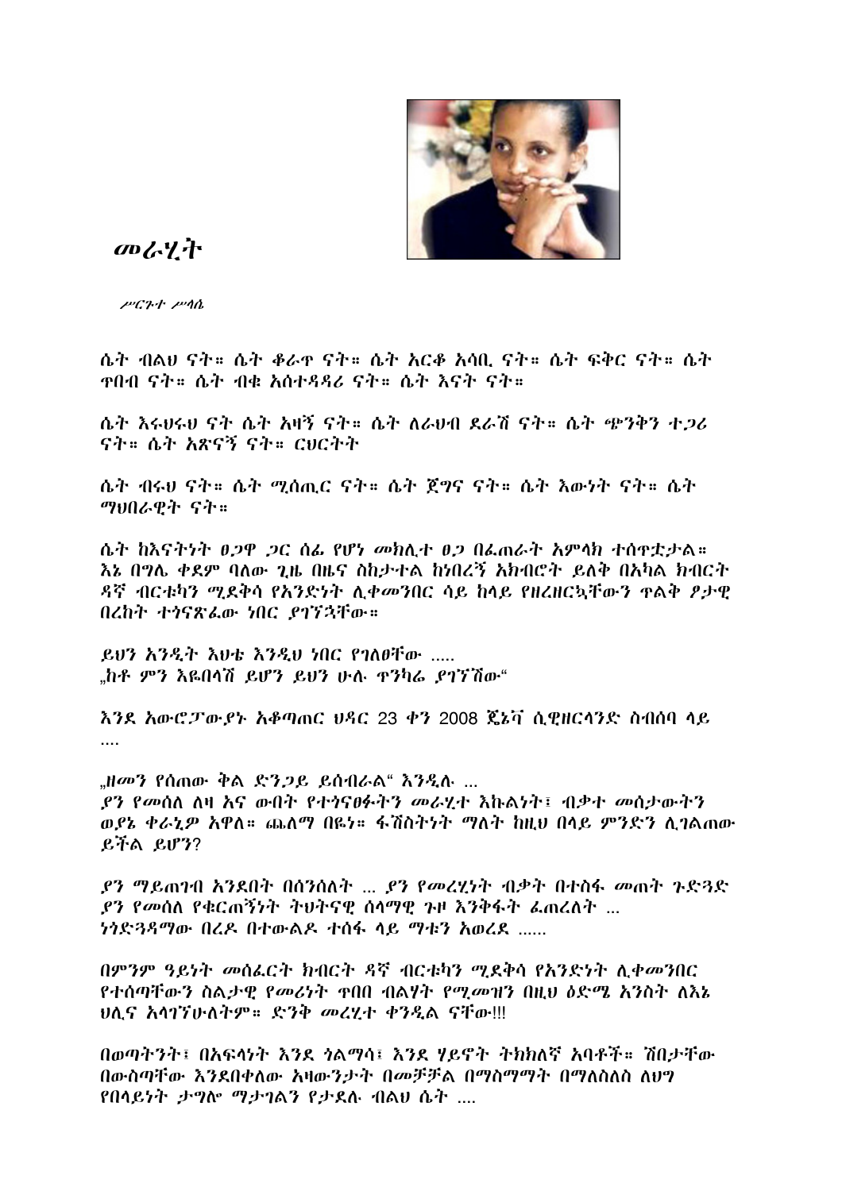# መራሂት

*ሥርጉተ ሥላሴ*

ሴት ብልህ ናት። ሴት ቆራጥ ናት። ሴት አርቆ አሳቢ ናት። ሴት ፍቅር ናት። ሴት ጥበብ ናት። ሴት ብቁ አስተዳዳሪ ናት። ሴት እናት ናት።

ሴት እሩህሩህ ናት ሴት አዛኝ ናት። ሴት ለራህብ ደራሽ ናት። ሴት ጭንቅን ተጋሪ ናት። ሴት አጽናኝ ናት። ርህርትት

ሴት ብሩህ ናት። ሴት ሚሰጢር ናት። ሴት ጀግና ናት። ሴት እውነት ናት። ሴት ማህበራዊት ናት።

ሴት ከእናትነት ፀጋዋ ጋር ሰፊ የሆነ መክሊተ ፀጋ በፈጠራት አምላክ ተሰጥቷታል። እኔ በግሌ ቀደም ባለው ጊዜ በዜና ስከታተል ከነበረኝ አክብሮት ይለቅ በአካል ክብርት ዳኛ ብርቱካን ሚደቅሳ የአንድነት ሊቀመንበር ሳይ ከላይ የዘረዘርኳቸውን ጥልቅ ፆታዊ በረከት ተጎናጽፈው ነበር ያገኘኋቸው።

ይህን አንዲት እህቴ እንዲህ ነበር የገለፀቸው .....
„ከቶ ምን እዬበላሽ ይሆን ይህን ሁሉ ጥንካሬ ያገኘሽው"

እንደ አውሮፓውያኑ አቆጣጠር ህዳር 23 ቀን 2008 ጄኔቫ ሲዊዘርላንድ ስብሰባ ላይ ....

„ዘመን የሰጠው ቅል ድንጋይ ይሰብራል" እንዲሉ ...
ያን የመሰለ ለዛ አና ውበት የተጎናፀፉትን መራሂተ እኩልነት፣ ብቃተ መሰታውትን ወያኔ ቀራኒዎ አዋለ። ጨለማ በዬኑ። ፋሽስትነት ማለት ከዚህ በላይ ምንድን ሊገልጠው ይችል ይሆን?

ያን ማይጠገብ አንደበት በሰንሰለት ... ያን የመረሂነት ብቃት በተስፋ መጠት ጉድጓድ ያን የመሰለ የቁርጠኝነት ትህትናዊ ሰላማዊ ጉዞ እንቅፋት ፈጠረለት ... ነጎድጓዳማው በረዶ በተውልዶ ተሰፋ ላይ ማቱን አወረደ ......

በምንም ዓይነት መሰፈርት ክብርት ዳኛ ብርቱካን ሚደቅሳ የአንድነት ሊቀመንበር የተሰጣቸውን ስልታዊ የመሪነት ጥበበ ብልሃት የሚመዝን በዚህ ዕድሜ አንስት ለእኔ ህሊና አላገኘሁለትም። ድንቅ መረሂተ ቀንዲል ናቸው!!!

በወጣትንት፣ በአፍላነት እንደ ጎልማሳ፣ እንደ ሃይኖት ትክክለኛ አባቶች። ሸበታቸው በውስጣቸው እንደበቀለው አዛውንታት በመቻቻል በማስማማት በማለስለስ ለህግ የበላይነት ታግሎ ማታገልን የታደሉ ብልህ ሴት ....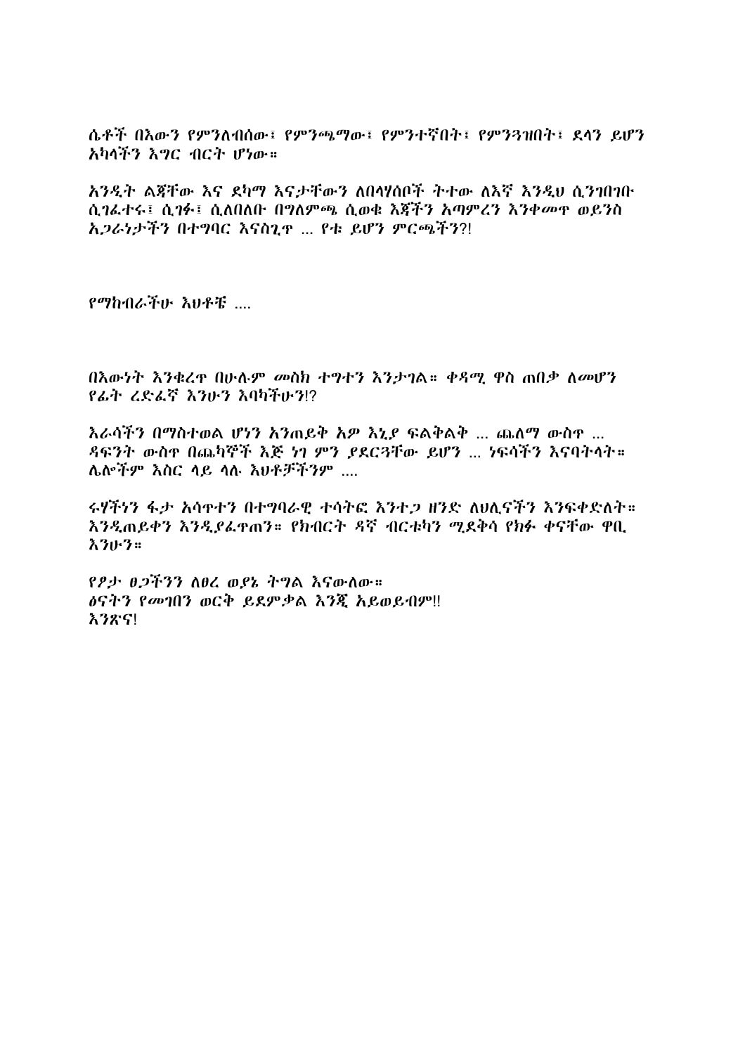ሴቶች በእውን የምንለብሰው፣ የምንጫማው፣ የምንተኛበት፣ የምንጓዝበት፣ ደላን ይሆን አካላችን እግር ብርት ሆነው።

አንዷት ልጃቸው እና ደካማ እናታቸውን ለበላሃሰቦች ትተው ለእኛ እንዲህ ሲንገበገቡ ሲገፈተሩ፣ ሲገፉ፣ ሲለበለቡ በግለምጫ ሲወቁ እጃችን አጣምረን እንቀመጥ ወይንስ አጋራነታችን በተግባር እናስጊጥ ... የቱ ይሆን ምርጫችን?!

የማከብራችሁ እህቶቼ ....

በእውነት እንቁረጥ በሁሉም መስክ ተግተን እንታገል። ቀዳሚ ዋስ ጠበቃ ለመሆን የፊት ረድፈኛ እንሁን እባካችሁን!?

እራሳችን በማስተወል ሆነን አንጠይቅ አዎ እኒያ ፍልቅልቅ ... ጨለማ ውስጥ ... ዳፍንት ውስጥ በጨካኞች እጅ ነገ ምን ያደርጓቸው ይሆን ... ነፍሳችን እናባትላት። ሌሎችም እስር ላይ ላሉ እህቶቻችንም ....

ሩሃችነን ፋታ አሳጥተን በተግባራዊ ተሳትፎ እንተጋ ዘንድ ለህሊናችን እንፍቀድለት። እንዲጠይቀን እንዲያፈጥጠን። የክብርት ዳኛ ብርቱካን ሚደቅሳ የክፉ ቀናቸው ዋቢ እንሁን።

የፆታ ፀጋችንን ለፀረ ወያኔ ትግል እናውለው።
ዕናትን የመገበን ወርቅ ይደምቃል እንጂ አይወይብም!!
እንጽና!